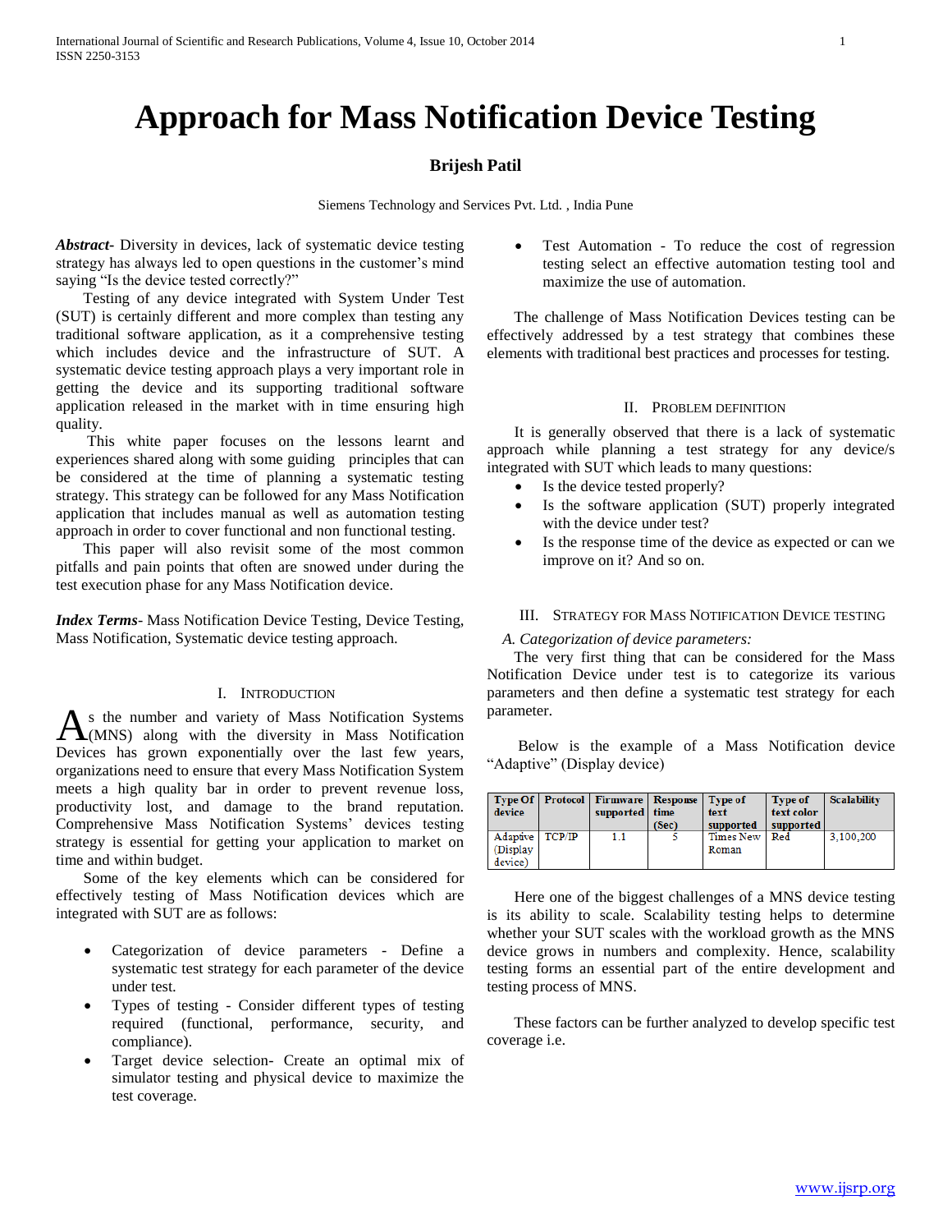# Approach for Mass Notification Device Testing

**Brijesh Patil**

Siemens Technology and Services Pvt. Ltd. , India Pune

***Abstract***- Diversity in devices, lack of systematic device testing strategy has always led to open questions in the customer's mind saying "Is the device tested correctly?"

Testing of any device integrated with System Under Test (SUT) is certainly different and more complex than testing any traditional software application, as it a comprehensive testing which includes device and the infrastructure of SUT. A systematic device testing approach plays a very important role in getting the device and its supporting traditional software application released in the market with in time ensuring high quality.

This white paper focuses on the lessons learnt and experiences shared along with some guiding principles that can be considered at the time of planning a systematic testing strategy. This strategy can be followed for any Mass Notification application that includes manual as well as automation testing approach in order to cover functional and non functional testing.

This paper will also revisit some of the most common pitfalls and pain points that often are snowed under during the test execution phase for any Mass Notification device.

***Index Terms***- Mass Notification Device Testing, Device Testing, Mass Notification, Systematic device testing approach.

## I. Introduction

As the number and variety of Mass Notification Systems (MNS) along with the diversity in Mass Notification Devices has grown exponentially over the last few years, organizations need to ensure that every Mass Notification System meets a high quality bar in order to prevent revenue loss, productivity lost, and damage to the brand reputation. Comprehensive Mass Notification Systems' devices testing strategy is essential for getting your application to market on time and within budget.

Some of the key elements which can be considered for effectively testing of Mass Notification devices which are integrated with SUT are as follows:

- Categorization of device parameters - Define a systematic test strategy for each parameter of the device under test.
- Types of testing - Consider different types of testing required (functional, performance, security, and compliance).
- Target device selection- Create an optimal mix of simulator testing and physical device to maximize the test coverage.
- Test Automation - To reduce the cost of regression testing select an effective automation testing tool and maximize the use of automation.

The challenge of Mass Notification Devices testing can be effectively addressed by a test strategy that combines these elements with traditional best practices and processes for testing.

## II. Problem Definition

It is generally observed that there is a lack of systematic approach while planning a test strategy for any device/s integrated with SUT which leads to many questions:

- Is the device tested properly?
- Is the software application (SUT) properly integrated with the device under test?
- Is the response time of the device as expected or can we improve on it? And so on.

## III. Strategy for Mass Notification Device testing

### *A. Categorization of device parameters:*

The very first thing that can be considered for the Mass Notification Device under test is to categorize its various parameters and then define a systematic test strategy for each parameter.

Below is the example of a Mass Notification device "Adaptive" (Display device)

| Type Of device | Protocol | Firmware supported | Response time (Sec) | Type of text supported | Type of text color supported | Scalability |
|---|---|---|---|---|---|---|
| Adaptive (Display device) | TCP/IP | 1.1 | 5 | Times New Roman | Red | 3,100,200 |

Here one of the biggest challenges of a MNS device testing is its ability to scale. Scalability testing helps to determine whether your SUT scales with the workload growth as the MNS device grows in numbers and complexity. Hence, scalability testing forms an essential part of the entire development and testing process of MNS.

These factors can be further analyzed to develop specific test coverage i.e.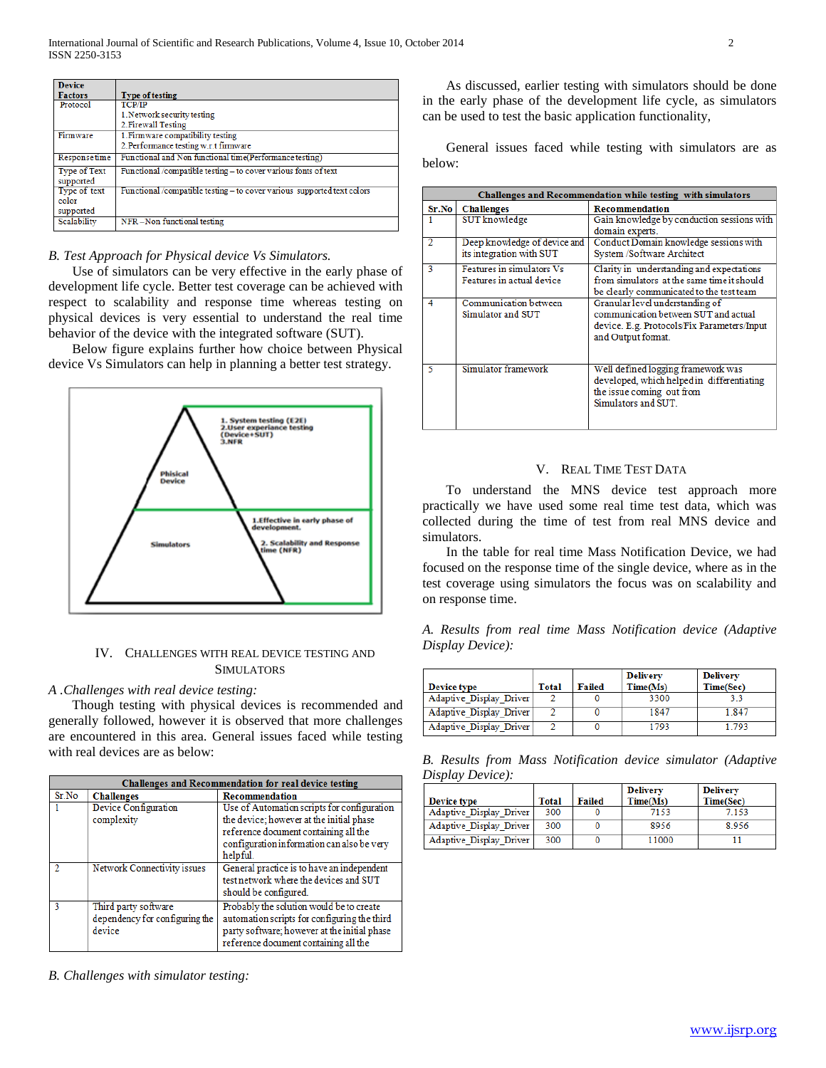| Device Factors | Type of testing |
|---|---|
| Protocol | TCP/IP<br>1.Network security testing<br>2.Firewall Testing |
| Firmware | 1.Firmware compatibility testing<br>2.Performance testing w.r.t firmware |
| Response time | Functional and Non functional time(Performance testing) |
| Type of Text supported | Functional /compatible testing – to cover various fonts of text |
| Type of text color supported | Functional /compatible testing – to cover various supported text colors |
| Scalability | NFR – Non functional testing |

*B. Test Approach for Physical device Vs Simulators.*

Use of simulators can be very effective in the early phase of development life cycle. Better test coverage can be achieved with respect to scalability and response time whereas testing on physical devices is very essential to understand the real time behavior of the device with the integrated software (SUT).

Below figure explains further how choice between Physical device Vs Simulators can help in planning a better test strategy.

1. System testing (E2E)
2.User experiance testing (Device+SUT)
3.NFR

Phisical Device

Simulators

1.Effective in early phase of development.

2. Scalability and Response time (NFR)

## IV. Challenges with Real Device Testing and Simulators

*A .Challenges with real device testing:*

Though testing with physical devices is recommended and generally followed, however it is observed that more challenges are encountered in this area. General issues faced while testing with real devices are as below:

| Challenges and Recommendation for real device testing | | |
|---|---|---|
| Sr.No | Challenges | Recommendation |
| 1 | Device Configuration complexity | Use of Automation scripts for configuration the device; however at the initial phase reference document containing all the configuration information can also be very helpful. |
| 2 | Network Connectivity issues | General practice is to have an independent test network where the devices and SUT should be configured. |
| 3 | Third party software dependency for configuring the device | Probably the solution would be to create automation scripts for configuring the third party software; however at the initial phase reference document containing all the |

*B. Challenges with simulator testing:*

As discussed, earlier testing with simulators should be done in the early phase of the development life cycle, as simulators can be used to test the basic application functionality,

General issues faced while testing with simulators are as below:

| Challenges and Recommendation while testing with simulators | | |
|---|---|---|
| Sr.No | Challenges | Recommendation |
| 1 | SUT knowledge | Gain knowledge by conduction sessions with domain experts. |
| 2 | Deep knowledge of device and its integration with SUT | Conduct Domain knowledge sessions with System /Software Architect |
| 3 | Features in simulators Vs Features in actual device | Clarity in understanding and expectations from simulators at the same time it should be clearly communicated to the test team |
| 4 | Communication between Simulator and SUT | Granular level understanding of communication between SUT and actual device. E.g. Protocols/Fix Parameters/Input and Output format. |
| 5 | Simulator framework | Well defined logging framework was developed, which helped in differentiating the issue coming out from Simulators and SUT. |

## V. Real Time Test Data

To understand the MNS device test approach more practically we have used some real time test data, which was collected during the time of test from real MNS device and simulators.

In the table for real time Mass Notification Device, we had focused on the response time of the single device, where as in the test coverage using simulators the focus was on scalability and on response time.

*A. Results from real time Mass Notification device (Adaptive Display Device):*

| Device type | Total | Failed | Delivery Time(Ms) | Delivery Time(Sec) |
|---|---|---|---|---|
| Adaptive_Display_Driver | 2 | 0 | 3300 | 3.3 |
| Adaptive_Display_Driver | 2 | 0 | 1847 | 1.847 |
| Adaptive_Display_Driver | 2 | 0 | 1793 | 1.793 |

*B. Results from Mass Notification device simulator (Adaptive Display Device):*

| Device type | Total | Failed | Delivery Time(Ms) | Delivery Time(Sec) |
|---|---|---|---|---|
| Adaptive_Display_Driver | 300 | 0 | 7153 | 7.153 |
| Adaptive_Display_Driver | 300 | 0 | 8956 | 8.956 |
| Adaptive_Display_Driver | 300 | 0 | 11000 | 11 |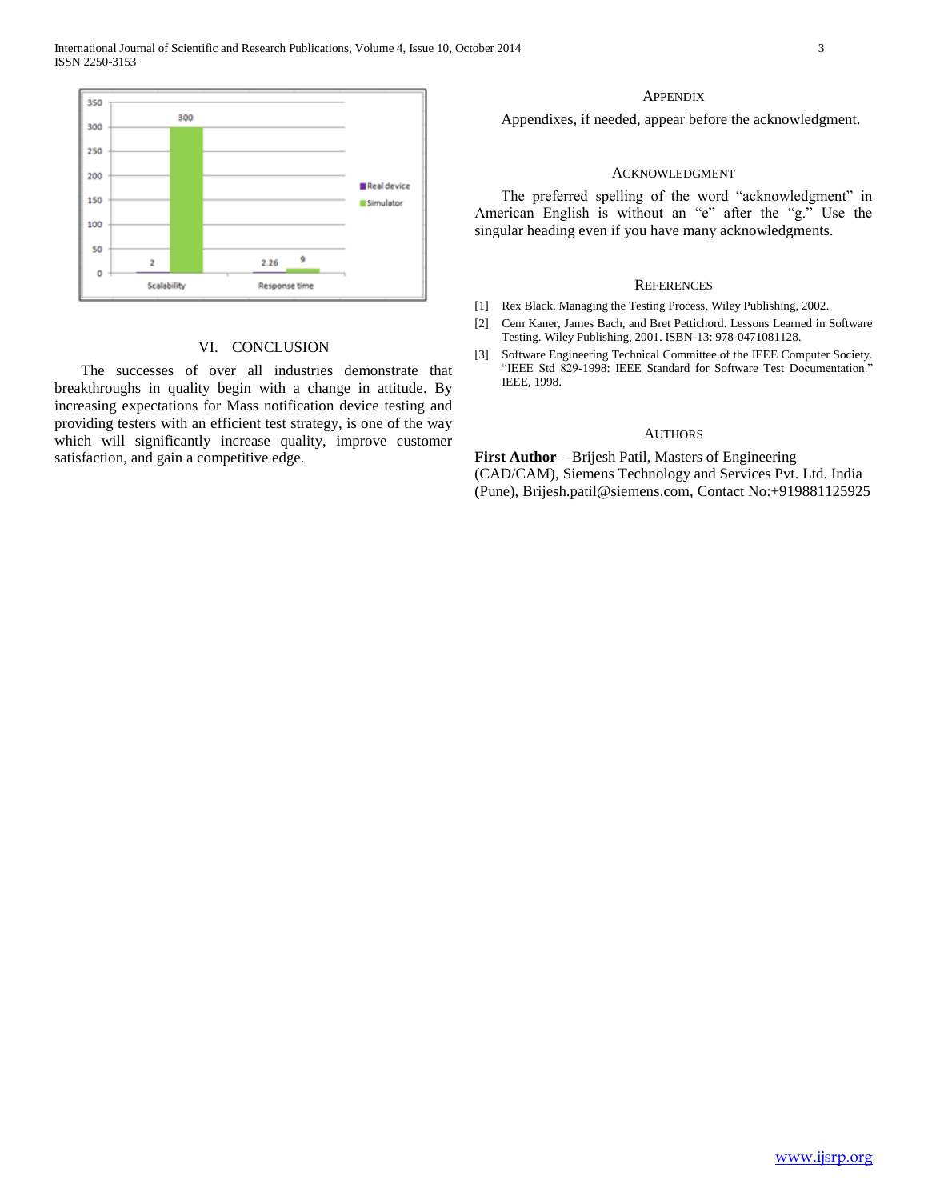350
300
250
200
150
100
50
0

300

2

2.26

9

Scalability

Response time

Real device

Simulator

## VI. CONCLUSION

The successes of over all industries demonstrate that breakthroughs in quality begin with a change in attitude. By increasing expectations for Mass notification device testing and providing testers with an efficient test strategy, is one of the way which will significantly increase quality, improve customer satisfaction, and gain a competitive edge.

## APPENDIX

Appendixes, if needed, appear before the acknowledgment.

## ACKNOWLEDGMENT

The preferred spelling of the word "acknowledgment" in American English is without an "e" after the "g." Use the singular heading even if you have many acknowledgments.

## REFERENCES

[1] Rex Black. Managing the Testing Process, Wiley Publishing, 2002.

[2] Cem Kaner, James Bach, and Bret Pettichord. Lessons Learned in Software Testing. Wiley Publishing, 2001. ISBN-13: 978-0471081128.

[3] Software Engineering Technical Committee of the IEEE Computer Society. "IEEE Std 829-1998: IEEE Standard for Software Test Documentation." IEEE, 1998.

## AUTHORS

**First Author** – Brijesh Patil, Masters of Engineering (CAD/CAM), Siemens Technology and Services Pvt. Ltd. India (Pune), Brijesh.patil@siemens.com, Contact No:+919881125925